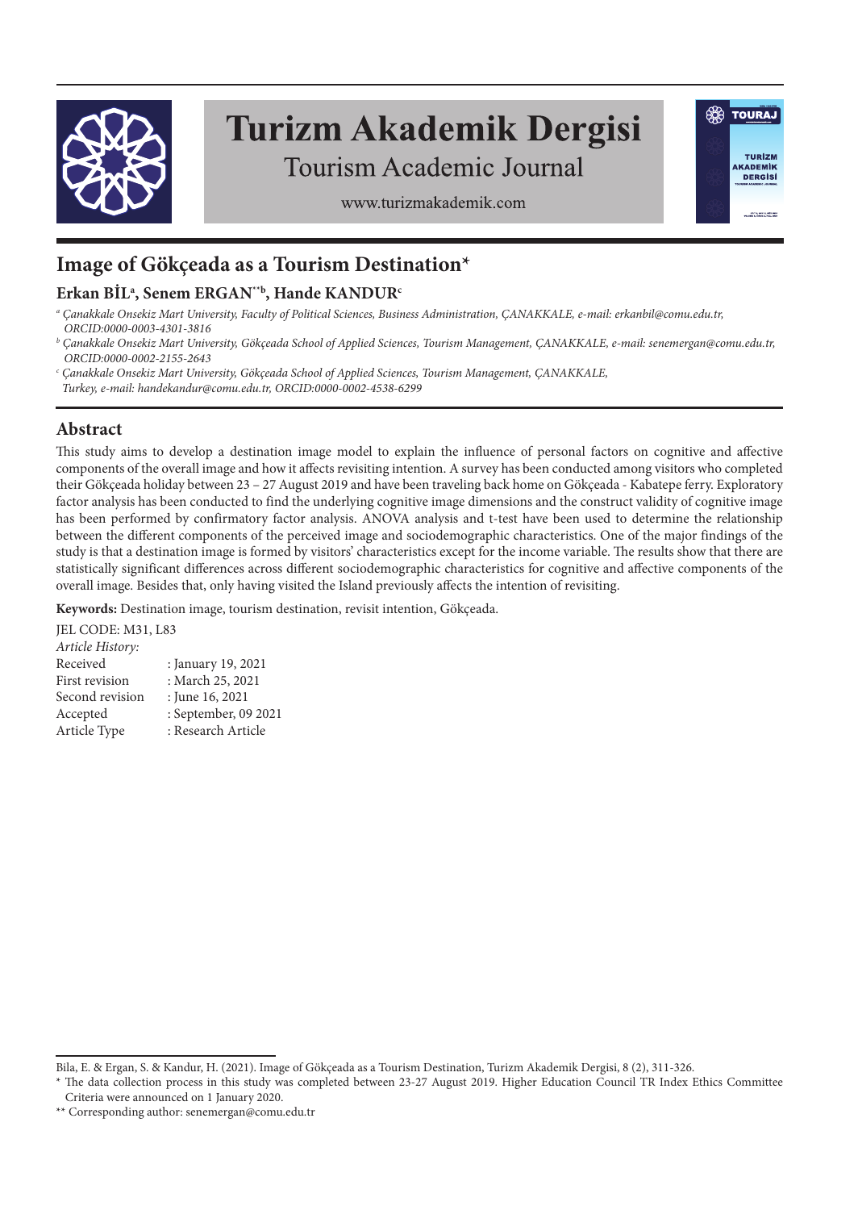# Image of Gökçeada as a Tourism Destination*

## Erkan BİL[a], Senem ERGAN**[b], Hande KANDUR[c]

[a] *Çanakkale Onsekiz Mart University, Faculty of Political Sciences, Business Administration, ÇANAKKALE, e-mail: erkanbil@comu.edu.tr, ORCID:0000-0003-4301-3816*

[b] *Çanakkale Onsekiz Mart University, Gökçeada School of Applied Sciences, Tourism Management, ÇANAKKALE, e-mail: senemergan@comu.edu.tr, ORCID:0000-0002-2155-2643*

[c] *Çanakkale Onsekiz Mart University, Gökçeada School of Applied Sciences, Tourism Management, ÇANAKKALE, Turkey, e-mail: handekandur@comu.edu.tr, ORCID:0000-0002-4538-6299*

## Abstract

This study aims to develop a destination image model to explain the influence of personal factors on cognitive and affective components of the overall image and how it affects revisiting intention. A survey has been conducted among visitors who completed their Gökçeada holiday between 23 – 27 August 2019 and have been traveling back home on Gökçeada - Kabatepe ferry. Exploratory factor analysis has been conducted to find the underlying cognitive image dimensions and the construct validity of cognitive image has been performed by confirmatory factor analysis. ANOVA analysis and t-test have been used to determine the relationship between the different components of the perceived image and sociodemographic characteristics. One of the major findings of the study is that a destination image is formed by visitors' characteristics except for the income variable. The results show that there are statistically significant differences across different sociodemographic characteristics for cognitive and affective components of the overall image. Besides that, only having visited the Island previously affects the intention of revisiting.

**Keywords:** Destination image, tourism destination, revisit intention, Gökçeada.

JEL CODE: M31, L83

*Article History:*

| | |
|---|---|
| Received | : January 19, 2021 |
| First revision | : March 25, 2021 |
| Second revision | : June 16, 2021 |
| Accepted | : September, 09 2021 |
| Article Type | : Research Article |

Bila, E. & Ergan, S. & Kandur, H. (2021). Image of Gökçeada as a Tourism Destination, Turizm Akademik Dergisi, 8 (2), 311-326.

* The data collection process in this study was completed between 23-27 August 2019. Higher Education Council TR Index Ethics Committee Criteria were announced on 1 January 2020.

** Corresponding author: senemergan@comu.edu.tr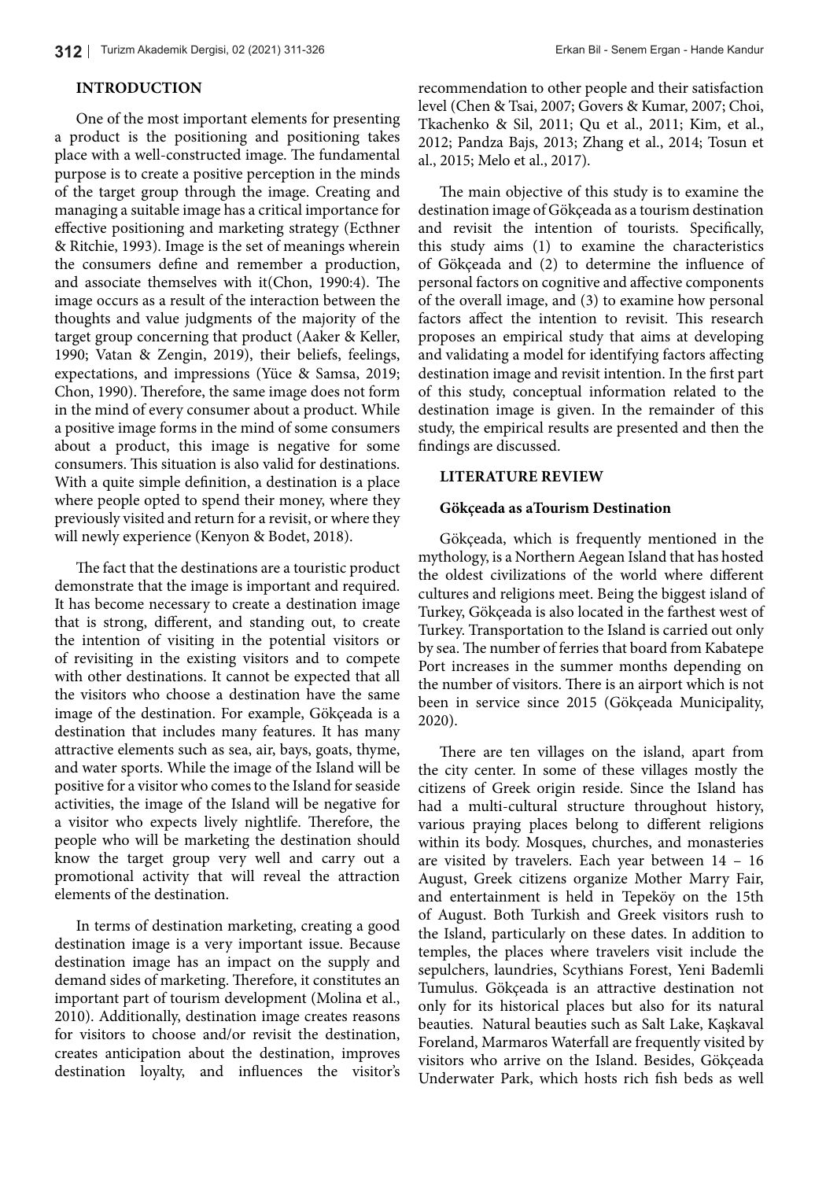## INTRODUCTION

One of the most important elements for presenting a product is the positioning and positioning takes place with a well-constructed image. The fundamental purpose is to create a positive perception in the minds of the target group through the image. Creating and managing a suitable image has a critical importance for effective positioning and marketing strategy (Ecthner & Ritchie, 1993). Image is the set of meanings wherein the consumers define and remember a production, and associate themselves with it(Chon, 1990:4). The image occurs as a result of the interaction between the thoughts and value judgments of the majority of the target group concerning that product (Aaker & Keller, 1990; Vatan & Zengin, 2019), their beliefs, feelings, expectations, and impressions (Yüce & Samsa, 2019; Chon, 1990). Therefore, the same image does not form in the mind of every consumer about a product. While a positive image forms in the mind of some consumers about a product, this image is negative for some consumers. This situation is also valid for destinations. With a quite simple definition, a destination is a place where people opted to spend their money, where they previously visited and return for a revisit, or where they will newly experience (Kenyon & Bodet, 2018).

The fact that the destinations are a touristic product demonstrate that the image is important and required. It has become necessary to create a destination image that is strong, different, and standing out, to create the intention of visiting in the potential visitors or of revisiting in the existing visitors and to compete with other destinations. It cannot be expected that all the visitors who choose a destination have the same image of the destination. For example, Gökçeada is a destination that includes many features. It has many attractive elements such as sea, air, bays, goats, thyme, and water sports. While the image of the Island will be positive for a visitor who comes to the Island for seaside activities, the image of the Island will be negative for a visitor who expects lively nightlife. Therefore, the people who will be marketing the destination should know the target group very well and carry out a promotional activity that will reveal the attraction elements of the destination.

In terms of destination marketing, creating a good destination image is a very important issue. Because destination image has an impact on the supply and demand sides of marketing. Therefore, it constitutes an important part of tourism development (Molina et al., 2010). Additionally, destination image creates reasons for visitors to choose and/or revisit the destination, creates anticipation about the destination, improves destination loyalty, and influences the visitor's recommendation to other people and their satisfaction level (Chen & Tsai, 2007; Govers & Kumar, 2007; Choi, Tkachenko & Sil, 2011; Qu et al., 2011; Kim, et al., 2012; Pandza Bajs, 2013; Zhang et al., 2014; Tosun et al., 2015; Melo et al., 2017).

The main objective of this study is to examine the destination image of Gökçeada as a tourism destination and revisit the intention of tourists. Specifically, this study aims (1) to examine the characteristics of Gökçeada and (2) to determine the influence of personal factors on cognitive and affective components of the overall image, and (3) to examine how personal factors affect the intention to revisit. This research proposes an empirical study that aims at developing and validating a model for identifying factors affecting destination image and revisit intention. In the first part of this study, conceptual information related to the destination image is given. In the remainder of this study, the empirical results are presented and then the findings are discussed.

## LITERATURE REVIEW

### Gökçeada as aTourism Destination

Gökçeada, which is frequently mentioned in the mythology, is a Northern Aegean Island that has hosted the oldest civilizations of the world where different cultures and religions meet. Being the biggest island of Turkey, Gökçeada is also located in the farthest west of Turkey. Transportation to the Island is carried out only by sea. The number of ferries that board from Kabatepe Port increases in the summer months depending on the number of visitors. There is an airport which is not been in service since 2015 (Gökçeada Municipality, 2020).

There are ten villages on the island, apart from the city center. In some of these villages mostly the citizens of Greek origin reside. Since the Island has had a multi-cultural structure throughout history, various praying places belong to different religions within its body. Mosques, churches, and monasteries are visited by travelers. Each year between 14 – 16 August, Greek citizens organize Mother Marry Fair, and entertainment is held in Tepeköy on the 15th of August. Both Turkish and Greek visitors rush to the Island, particularly on these dates. In addition to temples, the places where travelers visit include the sepulchers, laundries, Scythians Forest, Yeni Bademli Tumulus. Gökçeada is an attractive destination not only for its historical places but also for its natural beauties. Natural beauties such as Salt Lake, Kaşkaval Foreland, Marmaros Waterfall are frequently visited by visitors who arrive on the Island. Besides, Gökçeada Underwater Park, which hosts rich fish beds as well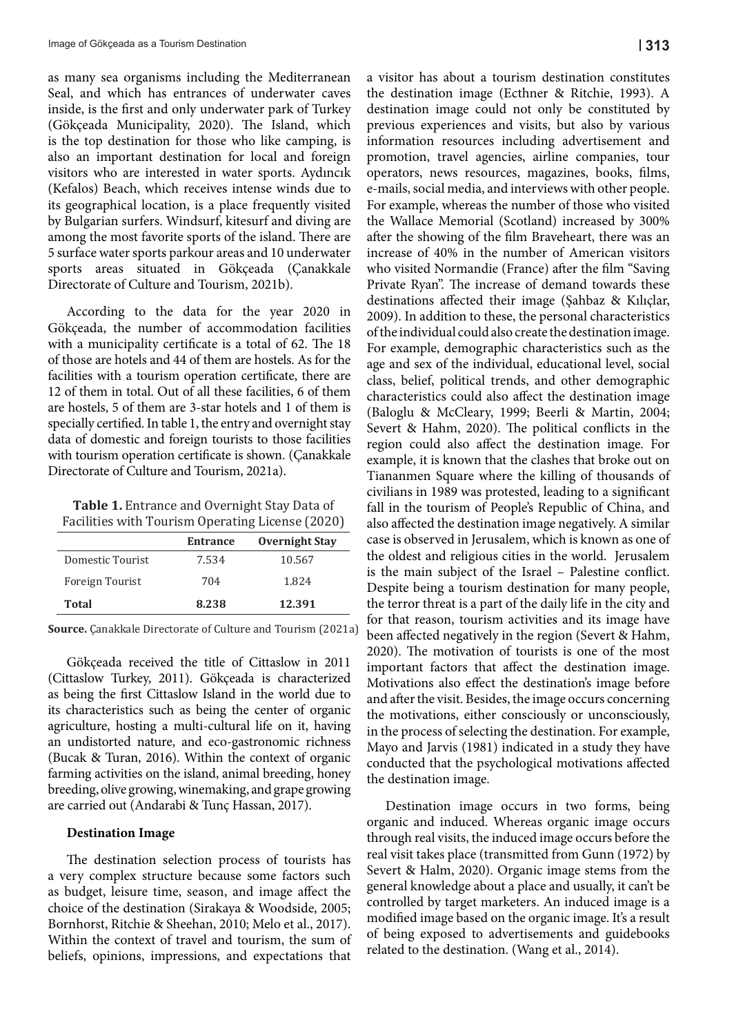as many sea organisms including the Mediterranean Seal, and which has entrances of underwater caves inside, is the first and only underwater park of Turkey (Gökçeada Municipality, 2020). The Island, which is the top destination for those who like camping, is also an important destination for local and foreign visitors who are interested in water sports. Aydıncık (Kefalos) Beach, which receives intense winds due to its geographical location, is a place frequently visited by Bulgarian surfers. Windsurf, kitesurf and diving are among the most favorite sports of the island. There are 5 surface water sports parkour areas and 10 underwater sports areas situated in Gökçeada (Çanakkale Directorate of Culture and Tourism, 2021b).

According to the data for the year 2020 in Gökçeada, the number of accommodation facilities with a municipality certificate is a total of 62. The 18 of those are hotels and 44 of them are hostels. As for the facilities with a tourism operation certificate, there are 12 of them in total. Out of all these facilities, 6 of them are hostels, 5 of them are 3-star hotels and 1 of them is specially certified. In table 1, the entry and overnight stay data of domestic and foreign tourists to those facilities with tourism operation certificate is shown. (Çanakkale Directorate of Culture and Tourism, 2021a).

**Table 1.** Entrance and Overnight Stay Data of Facilities with Tourism Operating License (2020)

| | Entrance | Overnight Stay |
|---|---|---|
| Domestic Tourist | 7.534 | 10.567 |
| Foreign Tourist | 704 | 1.824 |
| **Total** | **8.238** | **12.391** |

**Source.** Çanakkale Directorate of Culture and Tourism (2021a)

Gökçeada received the title of Cittaslow in 2011 (Cittaslow Turkey, 2011). Gökçeada is characterized as being the first Cittaslow Island in the world due to its characteristics such as being the center of organic agriculture, hosting a multi-cultural life on it, having an undistorted nature, and eco-gastronomic richness (Bucak & Turan, 2016). Within the context of organic farming activities on the island, animal breeding, honey breeding, olive growing, winemaking, and grape growing are carried out (Andarabi & Tunç Hassan, 2017).

### Destination Image

The destination selection process of tourists has a very complex structure because some factors such as budget, leisure time, season, and image affect the choice of the destination (Sirakaya & Woodside, 2005; Bornhorst, Ritchie & Sheehan, 2010; Melo et al., 2017). Within the context of travel and tourism, the sum of beliefs, opinions, impressions, and expectations that a visitor has about a tourism destination constitutes the destination image (Ecthner & Ritchie, 1993). A destination image could not only be constituted by previous experiences and visits, but also by various information resources including advertisement and promotion, travel agencies, airline companies, tour operators, news resources, magazines, books, films, e-mails, social media, and interviews with other people. For example, whereas the number of those who visited the Wallace Memorial (Scotland) increased by 300% after the showing of the film Braveheart, there was an increase of 40% in the number of American visitors who visited Normandie (France) after the film "Saving Private Ryan". The increase of demand towards these destinations affected their image (Şahbaz & Kılıçlar, 2009). In addition to these, the personal characteristics of the individual could also create the destination image. For example, demographic characteristics such as the age and sex of the individual, educational level, social class, belief, political trends, and other demographic characteristics could also affect the destination image (Baloglu & McCleary, 1999; Beerli & Martin, 2004; Severt & Hahm, 2020). The political conflicts in the region could also affect the destination image. For example, it is known that the clashes that broke out on Tiananmen Square where the killing of thousands of civilians in 1989 was protested, leading to a significant fall in the tourism of People's Republic of China, and also affected the destination image negatively. A similar case is observed in Jerusalem, which is known as one of the oldest and religious cities in the world. Jerusalem is the main subject of the Israel – Palestine conflict. Despite being a tourism destination for many people, the terror threat is a part of the daily life in the city and for that reason, tourism activities and its image have been affected negatively in the region (Severt & Hahm, 2020). The motivation of tourists is one of the most important factors that affect the destination image. Motivations also effect the destination's image before and after the visit. Besides, the image occurs concerning the motivations, either consciously or unconsciously, in the process of selecting the destination. For example, Mayo and Jarvis (1981) indicated in a study they have conducted that the psychological motivations affected the destination image.

Destination image occurs in two forms, being organic and induced. Whereas organic image occurs through real visits, the induced image occurs before the real visit takes place (transmitted from Gunn (1972) by Severt & Halm, 2020). Organic image stems from the general knowledge about a place and usually, it can't be controlled by target marketers. An induced image is a modified image based on the organic image. It's a result of being exposed to advertisements and guidebooks related to the destination. (Wang et al., 2014).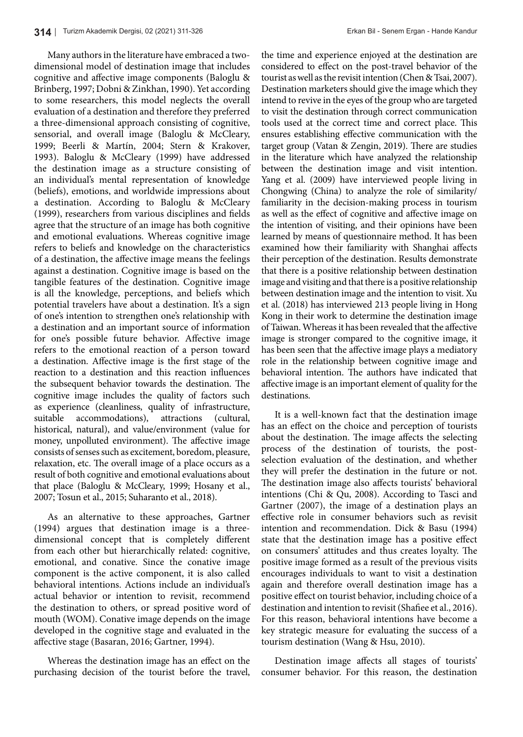Many authors in the literature have embraced a two-dimensional model of destination image that includes cognitive and affective image components (Baloglu & Brinberg, 1997; Dobni & Zinkhan, 1990). Yet according to some researchers, this model neglects the overall evaluation of a destination and therefore they preferred a three-dimensional approach consisting of cognitive, sensorial, and overall image (Baloglu & McCleary, 1999; Beerli & Martín, 2004; Stern & Krakover, 1993). Baloglu & McCleary (1999) have addressed the destination image as a structure consisting of an individual's mental representation of knowledge (beliefs), emotions, and worldwide impressions about a destination. According to Baloglu & McCleary (1999), researchers from various disciplines and fields agree that the structure of an image has both cognitive and emotional evaluations. Whereas cognitive image refers to beliefs and knowledge on the characteristics of a destination, the affective image means the feelings against a destination. Cognitive image is based on the tangible features of the destination. Cognitive image is all the knowledge, perceptions, and beliefs which potential travelers have about a destination. It's a sign of one's intention to strengthen one's relationship with a destination and an important source of information for one's possible future behavior. Affective image refers to the emotional reaction of a person toward a destination. Affective image is the first stage of the reaction to a destination and this reaction influences the subsequent behavior towards the destination. The cognitive image includes the quality of factors such as experience (cleanliness, quality of infrastructure, suitable accommodations), attractions (cultural, historical, natural), and value/environment (value for money, unpolluted environment). The affective image consists of senses such as excitement, boredom, pleasure, relaxation, etc. The overall image of a place occurs as a result of both cognitive and emotional evaluations about that place (Baloglu & McCleary, 1999; Hosany et al., 2007; Tosun et al., 2015; Suharanto et al., 2018).

As an alternative to these approaches, Gartner (1994) argues that destination image is a three-dimensional concept that is completely different from each other but hierarchically related: cognitive, emotional, and conative. Since the conative image component is the active component, it is also called behavioral intentions. Actions include an individual's actual behavior or intention to revisit, recommend the destination to others, or spread positive word of mouth (WOM). Conative image depends on the image developed in the cognitive stage and evaluated in the affective stage (Basaran, 2016; Gartner, 1994).

Whereas the destination image has an effect on the purchasing decision of the tourist before the travel, the time and experience enjoyed at the destination are considered to effect on the post-travel behavior of the tourist as well as the revisit intention (Chen & Tsai, 2007). Destination marketers should give the image which they intend to revive in the eyes of the group who are targeted to visit the destination through correct communication tools used at the correct time and correct place. This ensures establishing effective communication with the target group (Vatan & Zengin, 2019). There are studies in the literature which have analyzed the relationship between the destination image and visit intention. Yang et al. (2009) have interviewed people living in Chongwing (China) to analyze the role of similarity/familiarity in the decision-making process in tourism as well as the effect of cognitive and affective image on the intention of visiting, and their opinions have been learned by means of questionnaire method. It has been examined how their familiarity with Shanghai affects their perception of the destination. Results demonstrate that there is a positive relationship between destination image and visiting and that there is a positive relationship between destination image and the intention to visit. Xu et al. (2018) has interviewed 213 people living in Hong Kong in their work to determine the destination image of Taiwan. Whereas it has been revealed that the affective image is stronger compared to the cognitive image, it has been seen that the affective image plays a mediatory role in the relationship between cognitive image and behavioral intention. The authors have indicated that affective image is an important element of quality for the destinations.

It is a well-known fact that the destination image has an effect on the choice and perception of tourists about the destination. The image affects the selecting process of the destination of tourists, the post-selection evaluation of the destination, and whether they will prefer the destination in the future or not. The destination image also affects tourists' behavioral intentions (Chi & Qu, 2008). According to Tasci and Gartner (2007), the image of a destination plays an effective role in consumer behaviors such as revisit intention and recommendation. Dick & Basu (1994) state that the destination image has a positive effect on consumers' attitudes and thus creates loyalty. The positive image formed as a result of the previous visits encourages individuals to want to visit a destination again and therefore overall destination image has a positive effect on tourist behavior, including choice of a destination and intention to revisit (Shafiee et al., 2016). For this reason, behavioral intentions have become a key strategic measure for evaluating the success of a tourism destination (Wang & Hsu, 2010).

Destination image affects all stages of tourists' consumer behavior. For this reason, the destination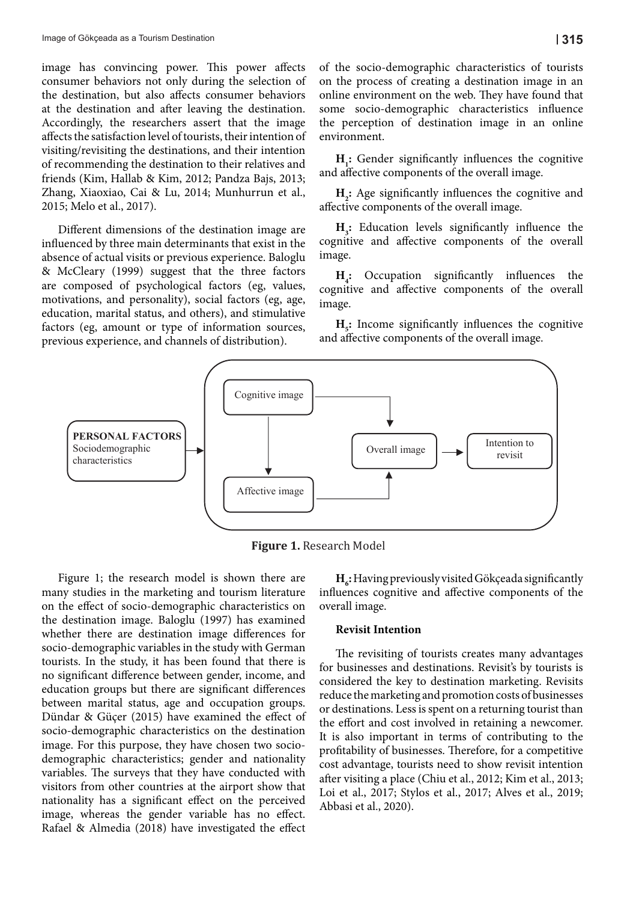image has convincing power. This power affects consumer behaviors not only during the selection of the destination, but also affects consumer behaviors at the destination and after leaving the destination. Accordingly, the researchers assert that the image affects the satisfaction level of tourists, their intention of visiting/revisiting the destinations, and their intention of recommending the destination to their relatives and friends (Kim, Hallab & Kim, 2012; Pandza Bajs, 2013; Zhang, Xiaoxiao, Cai & Lu, 2014; Munhurrun et al., 2015; Melo et al., 2017).

Different dimensions of the destination image are influenced by three main determinants that exist in the absence of actual visits or previous experience. Baloglu & McCleary (1999) suggest that the three factors are composed of psychological factors (eg, values, motivations, and personality), social factors (eg, age, education, marital status, and others), and stimulative factors (eg, amount or type of information sources, previous experience, and channels of distribution).

of the socio-demographic characteristics of tourists on the process of creating a destination image in an online environment on the web. They have found that some socio-demographic characteristics influence the perception of destination image in an online environment.

**$H_1$:** Gender significantly influences the cognitive and affective components of the overall image.

**$H_2$:** Age significantly influences the cognitive and affective components of the overall image.

**$H_3$:** Education levels significantly influence the cognitive and affective components of the overall image.

**$H_4$:** Occupation significantly influences the cognitive and affective components of the overall image.

**$H_5$:** Income significantly influences the cognitive and affective components of the overall image.

**PERSONAL FACTORS** Sociodemographic characteristics → Cognitive image / Affective image → Overall image → Intention to revisit

**Figure 1.** Research Model

Figure 1; the research model is shown there are many studies in the marketing and tourism literature on the effect of socio-demographic characteristics on the destination image. Baloglu (1997) has examined whether there are destination image differences for socio-demographic variables in the study with German tourists. In the study, it has been found that there is no significant difference between gender, income, and education groups but there are significant differences between marital status, age and occupation groups. Dündar & Güçer (2015) have examined the effect of socio-demographic characteristics on the destination image. For this purpose, they have chosen two socio-demographic characteristics; gender and nationality variables. The surveys that they have conducted with visitors from other countries at the airport show that nationality has a significant effect on the perceived image, whereas the gender variable has no effect. Rafael & Almedia (2018) have investigated the effect

**$H_6$:** Having previously visited Gökçeada significantly influences cognitive and affective components of the overall image.

### Revisit Intention

The revisiting of tourists creates many advantages for businesses and destinations. Revisit's by tourists is considered the key to destination marketing. Revisits reduce the marketing and promotion costs of businesses or destinations. Less is spent on a returning tourist than the effort and cost involved in retaining a newcomer. It is also important in terms of contributing to the profitability of businesses. Therefore, for a competitive cost advantage, tourists need to show revisit intention after visiting a place (Chiu et al., 2012; Kim et al., 2013; Loi et al., 2017; Stylos et al., 2017; Alves et al., 2019; Abbasi et al., 2020).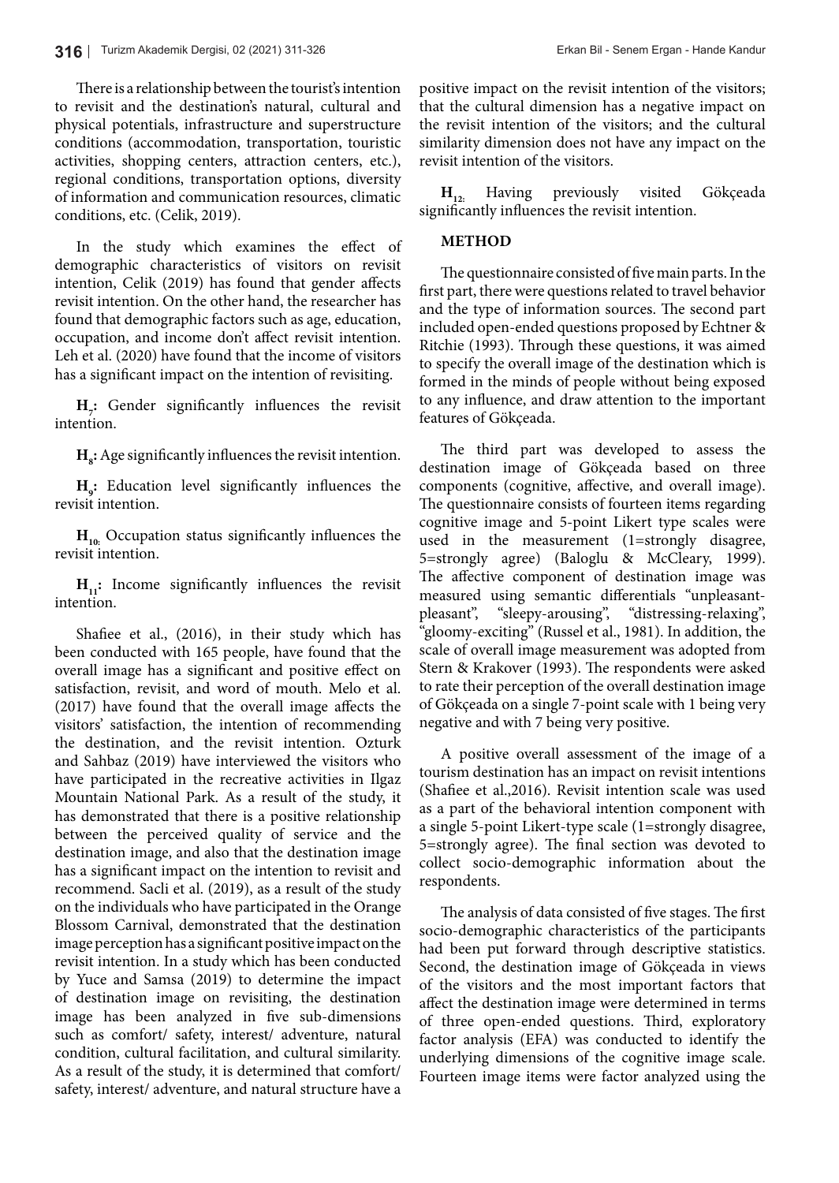There is a relationship between the tourist's intention to revisit and the destination's natural, cultural and physical potentials, infrastructure and superstructure conditions (accommodation, transportation, touristic activities, shopping centers, attraction centers, etc.), regional conditions, transportation options, diversity of information and communication resources, climatic conditions, etc. (Celik, 2019).

In the study which examines the effect of demographic characteristics of visitors on revisit intention, Celik (2019) has found that gender affects revisit intention. On the other hand, the researcher has found that demographic factors such as age, education, occupation, and income don't affect revisit intention. Leh et al. (2020) have found that the income of visitors has a significant impact on the intention of revisiting.

**$H_7$:** Gender significantly influences the revisit intention.

**$H_8$:** Age significantly influences the revisit intention.

**$H_9$:** Education level significantly influences the revisit intention.

**$H_{10}$:** Occupation status significantly influences the revisit intention.

**$H_{11}$:** Income significantly influences the revisit intention.

Shafiee et al., (2016), in their study which has been conducted with 165 people, have found that the overall image has a significant and positive effect on satisfaction, revisit, and word of mouth. Melo et al. (2017) have found that the overall image affects the visitors' satisfaction, the intention of recommending the destination, and the revisit intention. Ozturk and Sahbaz (2019) have interviewed the visitors who have participated in the recreative activities in Ilgaz Mountain National Park. As a result of the study, it has demonstrated that there is a positive relationship between the perceived quality of service and the destination image, and also that the destination image has a significant impact on the intention to revisit and recommend. Sacli et al. (2019), as a result of the study on the individuals who have participated in the Orange Blossom Carnival, demonstrated that the destination image perception has a significant positive impact on the revisit intention. In a study which has been conducted by Yuce and Samsa (2019) to determine the impact of destination image on revisiting, the destination image has been analyzed in five sub-dimensions such as comfort/ safety, interest/ adventure, natural condition, cultural facilitation, and cultural similarity. As a result of the study, it is determined that comfort/ safety, interest/ adventure, and natural structure have a positive impact on the revisit intention of the visitors; that the cultural dimension has a negative impact on the revisit intention of the visitors; and the cultural similarity dimension does not have any impact on the revisit intention of the visitors.

**$H_{12}$:** Having previously visited Gökçeada significantly influences the revisit intention.

## METHOD

The questionnaire consisted of five main parts. In the first part, there were questions related to travel behavior and the type of information sources. The second part included open-ended questions proposed by Echtner & Ritchie (1993). Through these questions, it was aimed to specify the overall image of the destination which is formed in the minds of people without being exposed to any influence, and draw attention to the important features of Gökçeada.

The third part was developed to assess the destination image of Gökçeada based on three components (cognitive, affective, and overall image). The questionnaire consists of fourteen items regarding cognitive image and 5-point Likert type scales were used in the measurement (1=strongly disagree, 5=strongly agree) (Baloglu & McCleary, 1999). The affective component of destination image was measured using semantic differentials "unpleasant-pleasant", "sleepy-arousing", "distressing-relaxing", "gloomy-exciting" (Russel et al., 1981). In addition, the scale of overall image measurement was adopted from Stern & Krakover (1993). The respondents were asked to rate their perception of the overall destination image of Gökçeada on a single 7-point scale with 1 being very negative and with 7 being very positive.

A positive overall assessment of the image of a tourism destination has an impact on revisit intentions (Shafiee et al.,2016). Revisit intention scale was used as a part of the behavioral intention component with a single 5-point Likert-type scale (1=strongly disagree, 5=strongly agree). The final section was devoted to collect socio-demographic information about the respondents.

The analysis of data consisted of five stages. The first socio-demographic characteristics of the participants had been put forward through descriptive statistics. Second, the destination image of Gökçeada in views of the visitors and the most important factors that affect the destination image were determined in terms of three open-ended questions. Third, exploratory factor analysis (EFA) was conducted to identify the underlying dimensions of the cognitive image scale. Fourteen image items were factor analyzed using the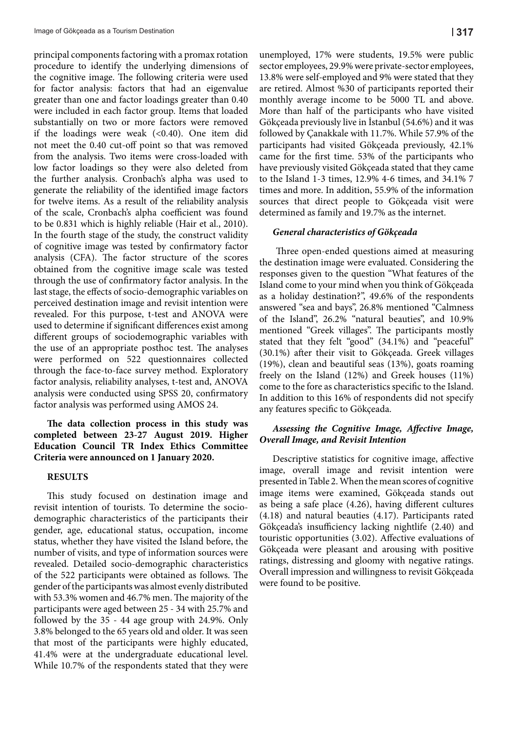principal components factoring with a promax rotation procedure to identify the underlying dimensions of the cognitive image. The following criteria were used for factor analysis: factors that had an eigenvalue greater than one and factor loadings greater than 0.40 were included in each factor group. Items that loaded substantially on two or more factors were removed if the loadings were weak (<0.40). One item did not meet the 0.40 cut-off point so that was removed from the analysis. Two items were cross-loaded with low factor loadings so they were also deleted from the further analysis. Cronbach's alpha was used to generate the reliability of the identified image factors for twelve items. As a result of the reliability analysis of the scale, Cronbach's alpha coefficient was found to be 0.831 which is highly reliable (Hair et al., 2010). In the fourth stage of the study, the construct validity of cognitive image was tested by confirmatory factor analysis (CFA). The factor structure of the scores obtained from the cognitive image scale was tested through the use of confirmatory factor analysis. In the last stage, the effects of socio-demographic variables on perceived destination image and revisit intention were revealed. For this purpose, t-test and ANOVA were used to determine if significant differences exist among different groups of sociodemographic variables with the use of an appropriate posthoc test. The analyses were performed on 522 questionnaires collected through the face-to-face survey method. Exploratory factor analysis, reliability analyses, t-test and, ANOVA analysis were conducted using SPSS 20, confirmatory factor analysis was performed using AMOS 24.

**The data collection process in this study was completed between 23-27 August 2019. Higher Education Council TR Index Ethics Committee Criteria were announced on 1 January 2020.**

## RESULTS

This study focused on destination image and revisit intention of tourists. To determine the socio-demographic characteristics of the participants their gender, age, educational status, occupation, income status, whether they have visited the Island before, the number of visits, and type of information sources were revealed. Detailed socio-demographic characteristics of the 522 participants were obtained as follows. The gender of the participants was almost evenly distributed with 53.3% women and 46.7% men. The majority of the participants were aged between 25 - 34 with 25.7% and followed by the 35 - 44 age group with 24.9%. Only 3.8% belonged to the 65 years old and older. It was seen that most of the participants were highly educated, 41.4% were at the undergraduate educational level. While 10.7% of the respondents stated that they were unemployed, 17% were students, 19.5% were public sector employees, 29.9% were private-sector employees, 13.8% were self-employed and 9% were stated that they are retired. Almost %30 of participants reported their monthly average income to be 5000 TL and above. More than half of the participants who have visited Gökçeada previously live in İstanbul (54.6%) and it was followed by Çanakkale with 11.7%. While 57.9% of the participants had visited Gökçeada previously, 42.1% came for the first time. 53% of the participants who have previously visited Gökçeada stated that they came to the Island 1-3 times, 12.9% 4-6 times, and 34.1% 7 times and more. In addition, 55.9% of the information sources that direct people to Gökçeada visit were determined as family and 19.7% as the internet.

### *General characteristics of Gökçeada*

Three open-ended questions aimed at measuring the destination image were evaluated. Considering the responses given to the question "What features of the Island come to your mind when you think of Gökçeada as a holiday destination?", 49.6% of the respondents answered "sea and bays", 26.8% mentioned "Calmness of the Island", 26.2% "natural beauties", and 10.9% mentioned "Greek villages". The participants mostly stated that they felt "good" (34.1%) and "peaceful" (30.1%) after their visit to Gökçeada. Greek villages (19%), clean and beautiful seas (13%), goats roaming freely on the Island (12%) and Greek houses (11%) come to the fore as characteristics specific to the Island. In addition to this 16% of respondents did not specify any features specific to Gökçeada.

### *Assessing the Cognitive Image, Affective Image, Overall Image, and Revisit Intention*

Descriptive statistics for cognitive image, affective image, overall image and revisit intention were presented in Table 2. When the mean scores of cognitive image items were examined, Gökçeada stands out as being a safe place (4.26), having different cultures (4.18) and natural beauties (4.17). Participants rated Gökçeada's insufficiency lacking nightlife (2.40) and touristic opportunities (3.02). Affective evaluations of Gökçeada were pleasant and arousing with positive ratings, distressing and gloomy with negative ratings. Overall impression and willingness to revisit Gökçeada were found to be positive.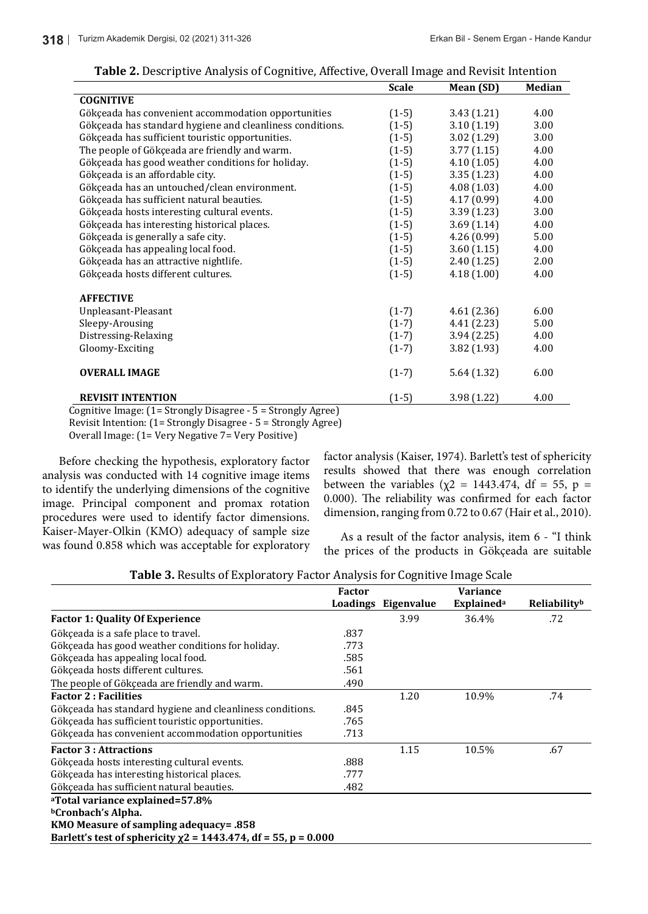**Table 2.** Descriptive Analysis of Cognitive, Affective, Overall Image and Revisit Intention

| | Scale | Mean (SD) | Median |
|---|---|---|---|
| **COGNITIVE** | | | |
| Gökçeada has convenient accommodation opportunities | (1-5) | 3.43 (1.21) | 4.00 |
| Gökçeada has standard hygiene and cleanliness conditions. | (1-5) | 3.10 (1.19) | 3.00 |
| Gökçeada has sufficient touristic opportunities. | (1-5) | 3.02 (1.29) | 3.00 |
| The people of Gökçeada are friendly and warm. | (1-5) | 3.77 (1.15) | 4.00 |
| Gökçeada has good weather conditions for holiday. | (1-5) | 4.10 (1.05) | 4.00 |
| Gökçeada is an affordable city. | (1-5) | 3.35 (1.23) | 4.00 |
| Gökçeada has an untouched/clean environment. | (1-5) | 4.08 (1.03) | 4.00 |
| Gökçeada has sufficient natural beauties. | (1-5) | 4.17 (0.99) | 4.00 |
| Gökçeada hosts interesting cultural events. | (1-5) | 3.39 (1.23) | 3.00 |
| Gökçeada has interesting historical places. | (1-5) | 3.69 (1.14) | 4.00 |
| Gökçeada is generally a safe city. | (1-5) | 4.26 (0.99) | 5.00 |
| Gökçeada has appealing local food. | (1-5) | 3.60 (1.15) | 4.00 |
| Gökçeada has an attractive nightlife. | (1-5) | 2.40 (1.25) | 2.00 |
| Gökçeada hosts different cultures. | (1-5) | 4.18 (1.00) | 4.00 |
| **AFFECTIVE** | | | |
| Unpleasant-Pleasant | (1-7) | 4.61 (2.36) | 6.00 |
| Sleepy-Arousing | (1-7) | 4.41 (2.23) | 5.00 |
| Distressing-Relaxing | (1-7) | 3.94 (2.25) | 4.00 |
| Gloomy-Exciting | (1-7) | 3.82 (1.93) | 4.00 |
| **OVERALL IMAGE** | (1-7) | 5.64 (1.32) | 6.00 |
| **REVISIT INTENTION** | (1-5) | 3.98 (1.22) | 4.00 |

Cognitive Image: (1= Strongly Disagree - 5 = Strongly Agree)
Revisit Intention: (1= Strongly Disagree - 5 = Strongly Agree)
Overall Image: (1= Very Negative 7= Very Positive)

Before checking the hypothesis, exploratory factor analysis was conducted with 14 cognitive image items to identify the underlying dimensions of the cognitive image. Principal component and promax rotation procedures were used to identify factor dimensions. Kaiser-Mayer-Olkin (KMO) adequacy of sample size was found 0.858 which was acceptable for exploratory factor analysis (Kaiser, 1974). Barlett's test of sphericity results showed that there was enough correlation between the variables ($\chi 2$ = 1443.474, df = 55, p = 0.000). The reliability was confirmed for each factor dimension, ranging from 0.72 to 0.67 (Hair et al., 2010).

As a result of the factor analysis, item 6 - "I think the prices of the products in Gökçeada are suitable

**Table 3.** Results of Exploratory Factor Analysis for Cognitive Image Scale

| | Factor Loadings | Eigenvalue | Variance Explained[a] | Reliability[b] |
|---|---|---|---|---|
| **Factor 1: Quality Of Experience** | | 3.99 | 36.4% | .72 |
| Gökçeada is a safe place to travel. | .837 | | | |
| Gökçeada has good weather conditions for holiday. | .773 | | | |
| Gökçeada has appealing local food. | .585 | | | |
| Gökçeada hosts different cultures. | .561 | | | |
| The people of Gökçeada are friendly and warm. | .490 | | | |
| **Factor 2 : Facilities** | | 1.20 | 10.9% | .74 |
| Gökçeada has standard hygiene and cleanliness conditions. | .845 | | | |
| Gökçeada has sufficient touristic opportunities. | .765 | | | |
| Gökçeada has convenient accommodation opportunities | .713 | | | |
| **Factor 3 : Attractions** | | 1.15 | 10.5% | .67 |
| Gökçeada hosts interesting cultural events. | .888 | | | |
| Gökçeada has interesting historical places. | .777 | | | |
| Gökçeada has sufficient natural beauties. | .482 | | | |

**[a]Total variance explained=57.8%**
**[b]Cronbach's Alpha.**
**KMO Measure of sampling adequacy= .858**
**Barlett's test of sphericity $\chi 2$ = 1443.474, df = 55, p = 0.000**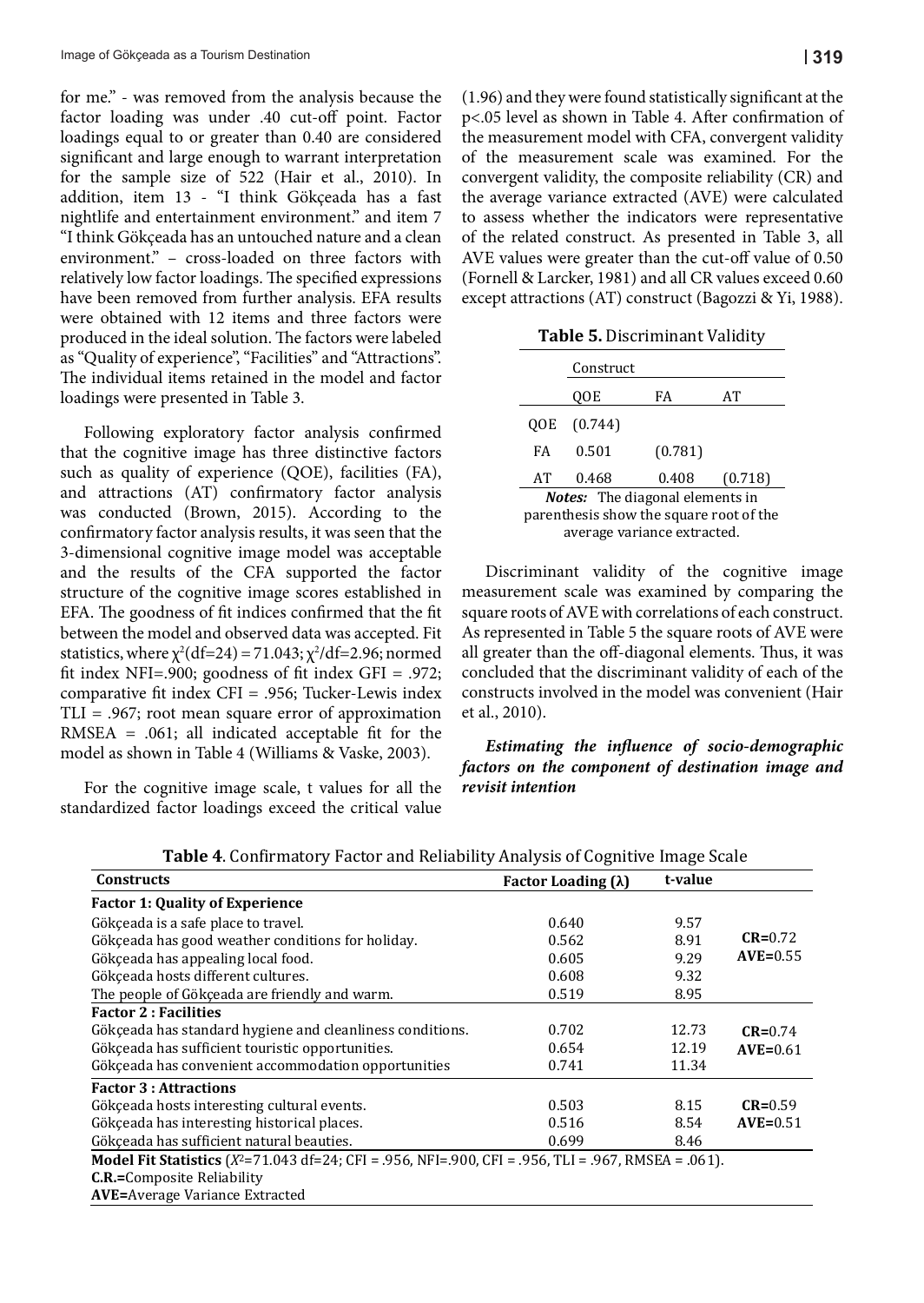for me." - was removed from the analysis because the factor loading was under .40 cut-off point. Factor loadings equal to or greater than 0.40 are considered significant and large enough to warrant interpretation for the sample size of 522 (Hair et al., 2010). In addition, item 13 - "I think Gökçeada has a fast nightlife and entertainment environment." and item 7 "I think Gökçeada has an untouched nature and a clean environment." – cross-loaded on three factors with relatively low factor loadings. The specified expressions have been removed from further analysis. EFA results were obtained with 12 items and three factors were produced in the ideal solution. The factors were labeled as "Quality of experience", "Facilities" and "Attractions". The individual items retained in the model and factor loadings were presented in Table 3.

Following exploratory factor analysis confirmed that the cognitive image has three distinctive factors such as quality of experience (QOE), facilities (FA), and attractions (AT) confirmatory factor analysis was conducted (Brown, 2015). According to the confirmatory factor analysis results, it was seen that the 3-dimensional cognitive image model was acceptable and the results of the CFA supported the factor structure of the cognitive image scores established in EFA. The goodness of fit indices confirmed that the fit between the model and observed data was accepted. Fit statistics, where $\chi^2(df=24) = 71.043$; $\chi^2/df=2.96$; normed fit index NFI=.900; goodness of fit index GFI = .972; comparative fit index CFI = .956; Tucker-Lewis index TLI = .967; root mean square error of approximation RMSEA = .061; all indicated acceptable fit for the model as shown in Table 4 (Williams & Vaske, 2003).

For the cognitive image scale, t values for all the standardized factor loadings exceed the critical value (1.96) and they were found statistically significant at the p<.05 level as shown in Table 4. After confirmation of the measurement model with CFA, convergent validity of the measurement scale was examined. For the convergent validity, the composite reliability (CR) and the average variance extracted (AVE) were calculated to assess whether the indicators were representative of the related construct. As presented in Table 3, all AVE values were greater than the cut-off value of 0.50 (Fornell & Larcker, 1981) and all CR values exceed 0.60 except attractions (AT) construct (Bagozzi & Yi, 1988).

**Table 5.** Discriminant Validity

| | Construct | | |
|---|---|---|---|
| | QOE | FA | AT |
| QOE | (0.744) | | |
| FA | 0.501 | (0.781) | |
| AT | 0.468 | 0.408 | (0.718) |

***Notes:*** The diagonal elements in parenthesis show the square root of the average variance extracted.

Discriminant validity of the cognitive image measurement scale was examined by comparing the square roots of AVE with correlations of each construct. As represented in Table 5 the square roots of AVE were all greater than the off-diagonal elements. Thus, it was concluded that the discriminant validity of each of the constructs involved in the model was convenient (Hair et al., 2010).

***Estimating the influence of socio-demographic factors on the component of destination image and revisit intention***

**Table 4**. Confirmatory Factor and Reliability Analysis of Cognitive Image Scale

| Constructs | Factor Loading (λ) | t-value | |
|---|---|---|---|
| **Factor 1: Quality of Experience** | | | |
| Gökçeada is a safe place to travel. | 0.640 | 9.57 | **CR=**0.72 **AVE=**0.55 |
| Gökçeada has good weather conditions for holiday. | 0.562 | 8.91 | |
| Gökçeada has appealing local food. | 0.605 | 9.29 | |
| Gökçeada hosts different cultures. | 0.608 | 9.32 | |
| The people of Gökçeada are friendly and warm. | 0.519 | 8.95 | |
| **Factor 2 : Facilities** | | | |
| Gökçeada has standard hygiene and cleanliness conditions. | 0.702 | 12.73 | **CR=**0.74 **AVE=**0.61 |
| Gökçeada has sufficient touristic opportunities. | 0.654 | 12.19 | |
| Gökçeada has convenient accommodation opportunities | 0.741 | 11.34 | |
| **Factor 3 : Attractions** | | | |
| Gökçeada hosts interesting cultural events. | 0.503 | 8.15 | **CR=**0.59 **AVE=**0.51 |
| Gökçeada has interesting historical places. | 0.516 | 8.54 | |
| Gökçeada has sufficient natural beauties. | 0.699 | 8.46 | |

**Model Fit Statistics** ($X^2$=71.043 df=24; CFI = .956, NFI=.900, CFI = .956, TLI = .967, RMSEA = .061).
**C.R.=**Composite Reliability
**AVE=**Average Variance Extracted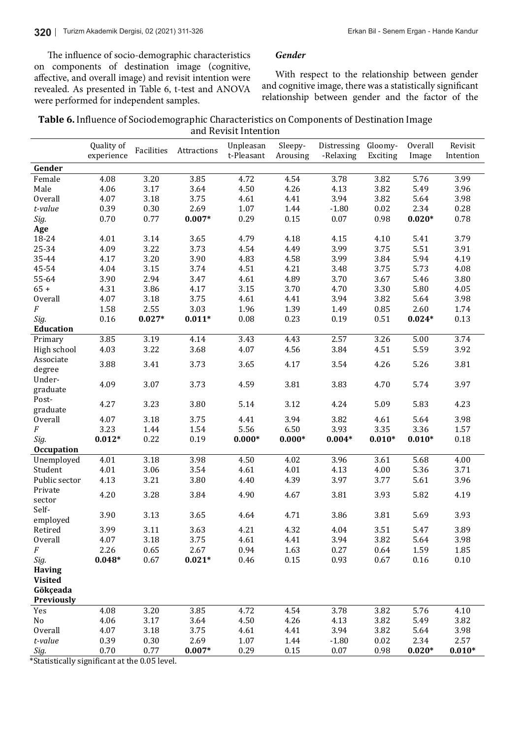The influence of socio-demographic characteristics on components of destination image (cognitive, affective, and overall image) and revisit intention were revealed. As presented in Table 6, t-test and ANOVA were performed for independent samples.

### *Gender*

With respect to the relationship between gender and cognitive image, there was a statistically significant relationship between gender and the factor of the

**Table 6.** Influence of Sociodemographic Characteristics on Components of Destination Image and Revisit Intention

| | Quality of experience | Facilities | Attractions | Unpleasant-Pleasant | Sleepy-Arousing | Distressing-Relaxing | Gloomy-Exciting | Overall Image | Revisit Intention |
|---|---|---|---|---|---|---|---|---|---|
| **Gender** | | | | | | | | | |
| Female | 4.08 | 3.20 | 3.85 | 4.72 | 4.54 | 3.78 | 3.82 | 5.76 | 3.99 |
| Male | 4.06 | 3.17 | 3.64 | 4.50 | 4.26 | 4.13 | 3.82 | 5.49 | 3.96 |
| Overall | 4.07 | 3.18 | 3.75 | 4.61 | 4.41 | 3.94 | 3.82 | 5.64 | 3.98 |
| *t-value* | 0.39 | 0.30 | 2.69 | 1.07 | 1.44 | -1.80 | 0.02 | 2.34 | 0.28 |
| *Sig.* | 0.70 | 0.77 | **0.007*** | 0.29 | 0.15 | 0.07 | 0.98 | **0.020*** | 0.78 |
| **Age** | | | | | | | | | |
| 18-24 | 4.01 | 3.14 | 3.65 | 4.79 | 4.18 | 4.15 | 4.10 | 5.41 | 3.79 |
| 25-34 | 4.09 | 3.22 | 3.73 | 4.54 | 4.49 | 3.99 | 3.75 | 5.51 | 3.91 |
| 35-44 | 4.17 | 3.20 | 3.90 | 4.83 | 4.58 | 3.99 | 3.84 | 5.94 | 4.19 |
| 45-54 | 4.04 | 3.15 | 3.74 | 4.51 | 4.21 | 3.48 | 3.75 | 5.73 | 4.08 |
| 55-64 | 3.90 | 2.94 | 3.47 | 4.61 | 4.89 | 3.70 | 3.67 | 5.46 | 3.80 |
| 65 + | 4.31 | 3.86 | 4.17 | 3.15 | 3.70 | 4.70 | 3.30 | 5.80 | 4.05 |
| Overall | 4.07 | 3.18 | 3.75 | 4.61 | 4.41 | 3.94 | 3.82 | 5.64 | 3.98 |
| *F* | 1.58 | 2.55 | 3.03 | 1.96 | 1.39 | 1.49 | 0.85 | 2.60 | 1.74 |
| *Sig.* | 0.16 | **0.027*** | **0.011*** | 0.08 | 0.23 | 0.19 | 0.51 | **0.024*** | 0.13 |
| **Education** | | | | | | | | | |
| Primary | 3.85 | 3.19 | 4.14 | 3.43 | 4.43 | 2.57 | 3.26 | 5.00 | 3.74 |
| High school | 4.03 | 3.22 | 3.68 | 4.07 | 4.56 | 3.84 | 4.51 | 5.59 | 3.92 |
| Associate degree | 3.88 | 3.41 | 3.73 | 3.65 | 4.17 | 3.54 | 4.26 | 5.26 | 3.81 |
| Under-graduate | 4.09 | 3.07 | 3.73 | 4.59 | 3.81 | 3.83 | 4.70 | 5.74 | 3.97 |
| Post-graduate | 4.27 | 3.23 | 3.80 | 5.14 | 3.12 | 4.24 | 5.09 | 5.83 | 4.23 |
| Overall | 4.07 | 3.18 | 3.75 | 4.41 | 3.94 | 3.82 | 4.61 | 5.64 | 3.98 |
| *F* | 3.23 | 1.44 | 1.54 | 5.56 | 6.50 | 3.93 | 3.35 | 3.36 | 1.57 |
| *Sig.* | **0.012*** | 0.22 | 0.19 | **0.000*** | **0.000*** | **0.004*** | **0.010*** | **0.010*** | 0.18 |
| **Occupation** | | | | | | | | | |
| Unemployed | 4.01 | 3.18 | 3.98 | 4.50 | 4.02 | 3.96 | 3.61 | 5.68 | 4.00 |
| Student | 4.01 | 3.06 | 3.54 | 4.61 | 4.01 | 4.13 | 4.00 | 5.36 | 3.71 |
| Public sector | 4.13 | 3.21 | 3.80 | 4.40 | 4.39 | 3.97 | 3.77 | 5.61 | 3.96 |
| Private sector | 4.20 | 3.28 | 3.84 | 4.90 | 4.67 | 3.81 | 3.93 | 5.82 | 4.19 |
| Self-employed | 3.90 | 3.13 | 3.65 | 4.64 | 4.71 | 3.86 | 3.81 | 5.69 | 3.93 |
| Retired | 3.99 | 3.11 | 3.63 | 4.21 | 4.32 | 4.04 | 3.51 | 5.47 | 3.89 |
| Overall | 4.07 | 3.18 | 3.75 | 4.61 | 4.41 | 3.94 | 3.82 | 5.64 | 3.98 |
| *F* | 2.26 | 0.65 | 2.67 | 0.94 | 1.63 | 0.27 | 0.64 | 1.59 | 1.85 |
| *Sig.* | **0.048*** | 0.67 | **0.021*** | 0.46 | 0.15 | 0.93 | 0.67 | 0.16 | 0.10 |
| **Having Visited Gökçeada Previously** | | | | | | | | | |
| Yes | 4.08 | 3.20 | 3.85 | 4.72 | 4.54 | 3.78 | 3.82 | 5.76 | 4.10 |
| No | 4.06 | 3.17 | 3.64 | 4.50 | 4.26 | 4.13 | 3.82 | 5.49 | 3.82 |
| Overall | 4.07 | 3.18 | 3.75 | 4.61 | 4.41 | 3.94 | 3.82 | 5.64 | 3.98 |
| *t-value* | 0.39 | 0.30 | 2.69 | 1.07 | 1.44 | -1.80 | 0.02 | 2.34 | 2.57 |
| *Sig.* | 0.70 | 0.77 | **0.007*** | 0.29 | 0.15 | 0.07 | 0.98 | **0.020*** | **0.010*** |

*Statistically significant at the 0.05 level.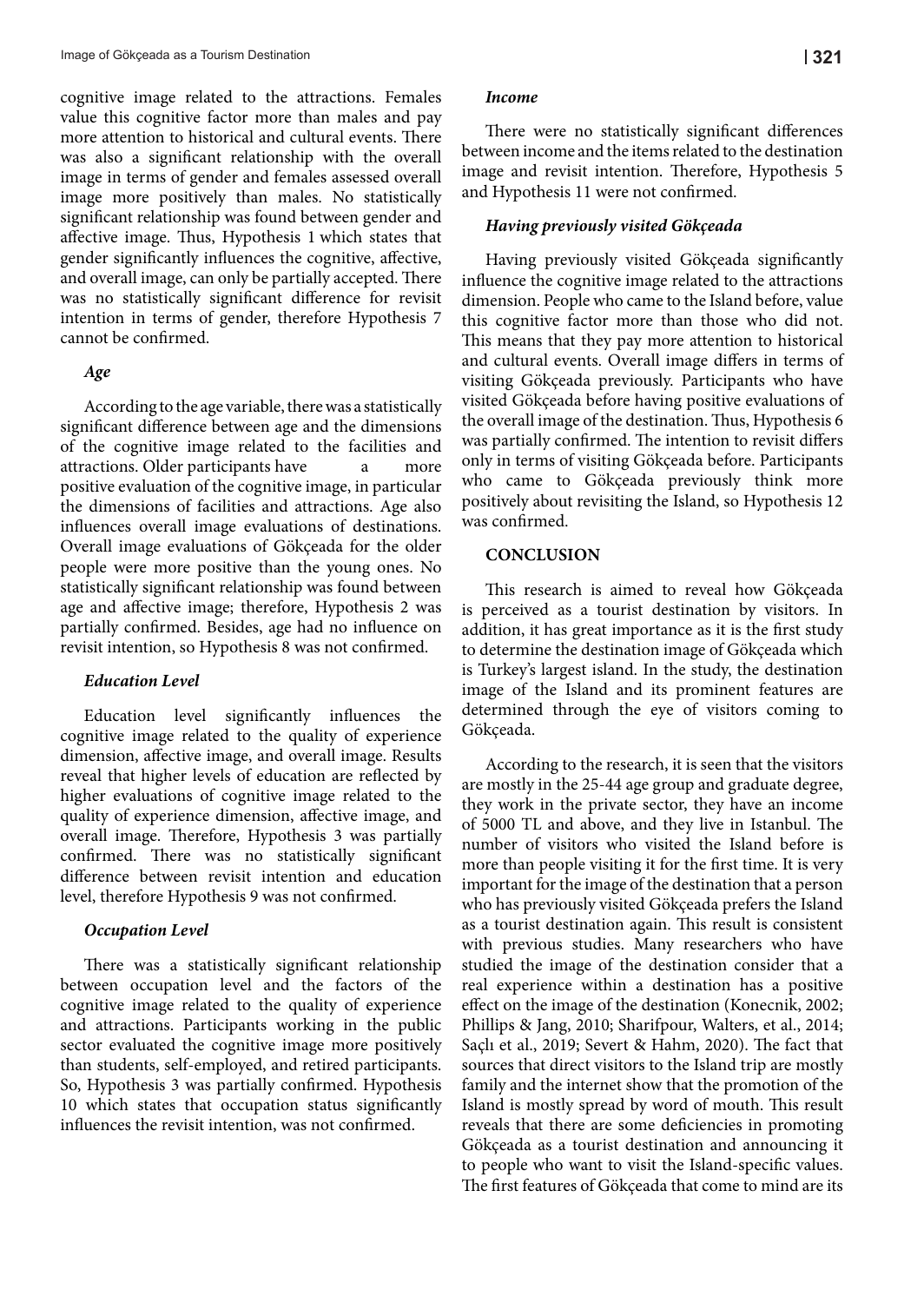cognitive image related to the attractions. Females value this cognitive factor more than males and pay more attention to historical and cultural events. There was also a significant relationship with the overall image in terms of gender and females assessed overall image more positively than males. No statistically significant relationship was found between gender and affective image. Thus, Hypothesis 1 which states that gender significantly influences the cognitive, affective, and overall image, can only be partially accepted. There was no statistically significant difference for revisit intention in terms of gender, therefore Hypothesis 7 cannot be confirmed.

### *Age*

According to the age variable, there was a statistically significant difference between age and the dimensions of the cognitive image related to the facilities and attractions. Older participants have a more positive evaluation of the cognitive image, in particular the dimensions of facilities and attractions. Age also influences overall image evaluations of destinations. Overall image evaluations of Gökçeada for the older people were more positive than the young ones. No statistically significant relationship was found between age and affective image; therefore, Hypothesis 2 was partially confirmed. Besides, age had no influence on revisit intention, so Hypothesis 8 was not confirmed.

### *Education Level*

Education level significantly influences the cognitive image related to the quality of experience dimension, affective image, and overall image. Results reveal that higher levels of education are reflected by higher evaluations of cognitive image related to the quality of experience dimension, affective image, and overall image. Therefore, Hypothesis 3 was partially confirmed. There was no statistically significant difference between revisit intention and education level, therefore Hypothesis 9 was not confirmed.

### *Occupation Level*

There was a statistically significant relationship between occupation level and the factors of the cognitive image related to the quality of experience and attractions. Participants working in the public sector evaluated the cognitive image more positively than students, self-employed, and retired participants. So, Hypothesis 3 was partially confirmed. Hypothesis 10 which states that occupation status significantly influences the revisit intention, was not confirmed.

### *Income*

There were no statistically significant differences between income and the items related to the destination image and revisit intention. Therefore, Hypothesis 5 and Hypothesis 11 were not confirmed.

### *Having previously visited Gökçeada*

Having previously visited Gökçeada significantly influence the cognitive image related to the attractions dimension. People who came to the Island before, value this cognitive factor more than those who did not. This means that they pay more attention to historical and cultural events. Overall image differs in terms of visiting Gökçeada previously. Participants who have visited Gökçeada before having positive evaluations of the overall image of the destination. Thus, Hypothesis 6 was partially confirmed. The intention to revisit differs only in terms of visiting Gökçeada before. Participants who came to Gökçeada previously think more positively about revisiting the Island, so Hypothesis 12 was confirmed.

## CONCLUSION

This research is aimed to reveal how Gökçeada is perceived as a tourist destination by visitors. In addition, it has great importance as it is the first study to determine the destination image of Gökçeada which is Turkey's largest island. In the study, the destination image of the Island and its prominent features are determined through the eye of visitors coming to Gökçeada.

According to the research, it is seen that the visitors are mostly in the 25-44 age group and graduate degree, they work in the private sector, they have an income of 5000 TL and above, and they live in Istanbul. The number of visitors who visited the Island before is more than people visiting it for the first time. It is very important for the image of the destination that a person who has previously visited Gökçeada prefers the Island as a tourist destination again. This result is consistent with previous studies. Many researchers who have studied the image of the destination consider that a real experience within a destination has a positive effect on the image of the destination (Konecnik, 2002; Phillips & Jang, 2010; Sharifpour, Walters, et al., 2014; Saçlı et al., 2019; Severt & Hahm, 2020). The fact that sources that direct visitors to the Island trip are mostly family and the internet show that the promotion of the Island is mostly spread by word of mouth. This result reveals that there are some deficiencies in promoting Gökçeada as a tourist destination and announcing it to people who want to visit the Island-specific values. The first features of Gökçeada that come to mind are its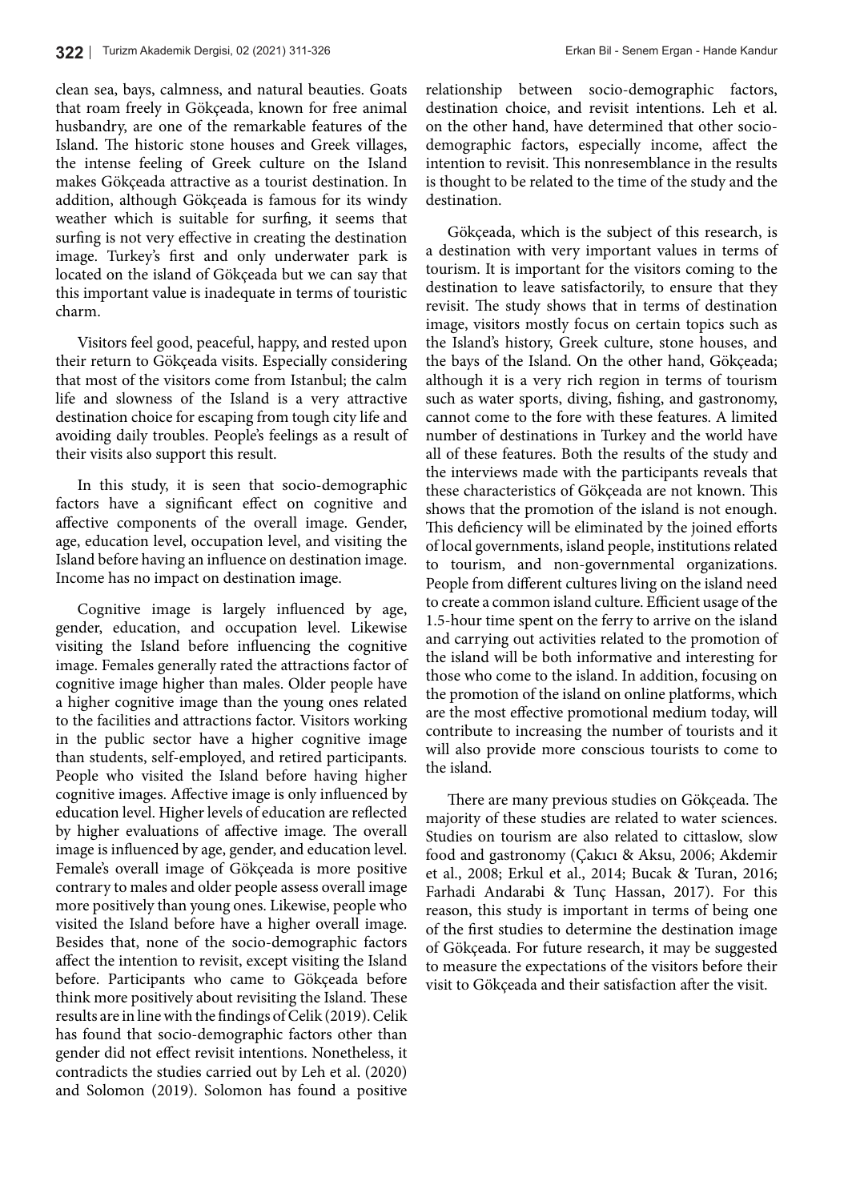clean sea, bays, calmness, and natural beauties. Goats that roam freely in Gökçeada, known for free animal husbandry, are one of the remarkable features of the Island. The historic stone houses and Greek villages, the intense feeling of Greek culture on the Island makes Gökçeada attractive as a tourist destination. In addition, although Gökçeada is famous for its windy weather which is suitable for surfing, it seems that surfing is not very effective in creating the destination image. Turkey's first and only underwater park is located on the island of Gökçeada but we can say that this important value is inadequate in terms of touristic charm.

Visitors feel good, peaceful, happy, and rested upon their return to Gökçeada visits. Especially considering that most of the visitors come from Istanbul; the calm life and slowness of the Island is a very attractive destination choice for escaping from tough city life and avoiding daily troubles. People's feelings as a result of their visits also support this result.

In this study, it is seen that socio-demographic factors have a significant effect on cognitive and affective components of the overall image. Gender, age, education level, occupation level, and visiting the Island before having an influence on destination image. Income has no impact on destination image.

Cognitive image is largely influenced by age, gender, education, and occupation level. Likewise visiting the Island before influencing the cognitive image. Females generally rated the attractions factor of cognitive image higher than males. Older people have a higher cognitive image than the young ones related to the facilities and attractions factor. Visitors working in the public sector have a higher cognitive image than students, self-employed, and retired participants. People who visited the Island before having higher cognitive images. Affective image is only influenced by education level. Higher levels of education are reflected by higher evaluations of affective image. The overall image is influenced by age, gender, and education level. Female's overall image of Gökçeada is more positive contrary to males and older people assess overall image more positively than young ones. Likewise, people who visited the Island before have a higher overall image. Besides that, none of the socio-demographic factors affect the intention to revisit, except visiting the Island before. Participants who came to Gökçeada before think more positively about revisiting the Island. These results are in line with the findings of Celik (2019). Celik has found that socio-demographic factors other than gender did not effect revisit intentions. Nonetheless, it contradicts the studies carried out by Leh et al. (2020) and Solomon (2019). Solomon has found a positive relationship between socio-demographic factors, destination choice, and revisit intentions. Leh et al. on the other hand, have determined that other socio-demographic factors, especially income, affect the intention to revisit. This nonresemblance in the results is thought to be related to the time of the study and the destination.

Gökçeada, which is the subject of this research, is a destination with very important values in terms of tourism. It is important for the visitors coming to the destination to leave satisfactorily, to ensure that they revisit. The study shows that in terms of destination image, visitors mostly focus on certain topics such as the Island's history, Greek culture, stone houses, and the bays of the Island. On the other hand, Gökçeada; although it is a very rich region in terms of tourism such as water sports, diving, fishing, and gastronomy, cannot come to the fore with these features. A limited number of destinations in Turkey and the world have all of these features. Both the results of the study and the interviews made with the participants reveals that these characteristics of Gökçeada are not known. This shows that the promotion of the island is not enough. This deficiency will be eliminated by the joined efforts of local governments, island people, institutions related to tourism, and non-governmental organizations. People from different cultures living on the island need to create a common island culture. Efficient usage of the 1.5-hour time spent on the ferry to arrive on the island and carrying out activities related to the promotion of the island will be both informative and interesting for those who come to the island. In addition, focusing on the promotion of the island on online platforms, which are the most effective promotional medium today, will contribute to increasing the number of tourists and it will also provide more conscious tourists to come to the island.

There are many previous studies on Gökçeada. The majority of these studies are related to water sciences. Studies on tourism are also related to cittaslow, slow food and gastronomy (Çakıcı & Aksu, 2006; Akdemir et al., 2008; Erkul et al., 2014; Bucak & Turan, 2016; Farhadi Andarabi & Tunç Hassan, 2017). For this reason, this study is important in terms of being one of the first studies to determine the destination image of Gökçeada. For future research, it may be suggested to measure the expectations of the visitors before their visit to Gökçeada and their satisfaction after the visit.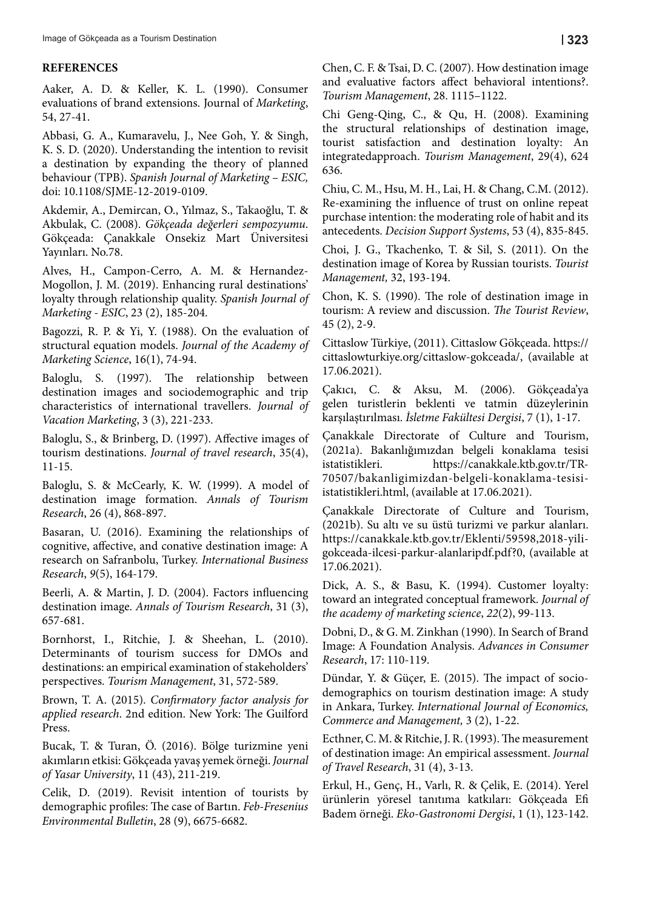## REFERENCES

Aaker, A. D. & Keller, K. L. (1990). Consumer evaluations of brand extensions. Journal of *Marketing*, 54, 27-41.

Abbasi, G. A., Kumaravelu, J., Nee Goh, Y. & Singh, K. S. D. (2020). Understanding the intention to revisit a destination by expanding the theory of planned behaviour (TPB). *Spanish Journal of Marketing – ESIC,* doi: 10.1108/SJME-12-2019-0109.

Akdemir, A., Demircan, O., Yılmaz, S., Takaoğlu, T. & Akbulak, C. (2008). *Gökçeada değerleri sempozyumu*. Gökçeada: Çanakkale Onsekiz Mart Üniversitesi Yayınları. No.78.

Alves, H., Campon-Cerro, A. M. & Hernandez-Mogollon, J. M. (2019). Enhancing rural destinations' loyalty through relationship quality. *Spanish Journal of Marketing - ESIC*, 23 (2), 185-204.

Bagozzi, R. P. & Yi, Y. (1988). On the evaluation of structural equation models. *Journal of the Academy of Marketing Science*, 16(1), 74-94.

Baloglu, S. (1997). The relationship between destination images and sociodemographic and trip characteristics of international travellers. *Journal of Vacation Marketing*, 3 (3), 221-233.

Baloglu, S., & Brinberg, D. (1997). Affective images of tourism destinations. *Journal of travel research*, 35(4), 11-15.

Baloglu, S. & McCearly, K. W. (1999). A model of destination image formation. *Annals of Tourism Research*, 26 (4), 868-897.

Basaran, U. (2016). Examining the relationships of cognitive, affective, and conative destination image: A research on Safranbolu, Turkey. *International Business Research*, *9*(5), 164-179.

Beerli, A. & Martin, J. D. (2004). Factors influencing destination image. *Annals of Tourism Research*, 31 (3), 657-681.

Bornhorst, I., Ritchie, J. & Sheehan, L. (2010). Determinants of tourism success for DMOs and destinations: an empirical examination of stakeholders' perspectives. *Tourism Management*, 31, 572-589.

Brown, T. A. (2015). *Confirmatory factor analysis for applied research*. 2nd edition. New York: The Guilford Press.

Bucak, T. & Turan, Ö. (2016). Bölge turizmine yeni akımların etkisi: Gökçeada yavaş yemek örneği. *Journal of Yasar University*, 11 (43), 211-219.

Celik, D. (2019). Revisit intention of tourists by demographic profiles: The case of Bartın. *Feb-Fresenius Environmental Bulletin*, 28 (9), 6675-6682.

Chen, C. F. & Tsai, D. C. (2007). How destination image and evaluative factors affect behavioral intentions?. *Tourism Management*, 28. 1115–1122.

Chi Geng-Qing, C., & Qu, H. (2008). Examining the structural relationships of destination image, tourist satisfaction and destination loyalty: An integratedapproach. *Tourism Management*, 29(4), 624 636.

Chiu, C. M., Hsu, M. H., Lai, H. & Chang, C.M. (2012). Re-examining the influence of trust on online repeat purchase intention: the moderating role of habit and its antecedents. *Decision Support Systems*, 53 (4), 835-845.

Choi, J. G., Tkachenko, T. & Sil, S. (2011). On the destination image of Korea by Russian tourists. *Tourist Management,* 32, 193-194.

Chon, K. S. (1990). The role of destination image in tourism: A review and discussion. *The Tourist Review*, 45 (2), 2-9.

Cittaslow Türkiye, (2011). Cittaslow Gökçeada. https://cittaslowturkiye.org/cittaslow-gokceada/, (available at 17.06.2021).

Çakıcı, C. & Aksu, M. (2006). Gökçeada'ya gelen turistlerin beklenti ve tatmin düzeylerinin karşılaştırılması. *İsletme Fakültesi Dergisi*, 7 (1), 1-17.

Çanakkale Directorate of Culture and Tourism, (2021a). Bakanlığımızdan belgeli konaklama tesisi istatistikleri. https://canakkale.ktb.gov.tr/TR-70507/bakanligimizdan-belgeli-konaklama-tesisi-istatistikleri.html, (available at 17.06.2021).

Çanakkale Directorate of Culture and Tourism, (2021b). Su altı ve su üstü turizmi ve parkur alanları. https://canakkale.ktb.gov.tr/Eklenti/59598,2018-yili-gokceada-ilcesi-parkur-alanlaripdf.pdf?0, (available at 17.06.2021).

Dick, A. S., & Basu, K. (1994). Customer loyalty: toward an integrated conceptual framework. *Journal of the academy of marketing science*, *22*(2), 99-113.

Dobni, D., & G. M. Zinkhan (1990). In Search of Brand Image: A Foundation Analysis. *Advances in Consumer Research*, 17: 110-119.

Dündar, Y. & Güçer, E. (2015). The impact of socio-demographics on tourism destination image: A study in Ankara, Turkey. *International Journal of Economics, Commerce and Management,* 3 (2), 1-22.

Ecthner, C. M. & Ritchie, J. R. (1993). The measurement of destination image: An empirical assessment. *Journal of Travel Research*, 31 (4), 3-13.

Erkul, H., Genç, H., Varlı, R. & Çelik, E. (2014). Yerel ürünlerin yöresel tanıtıma katkıları: Gökçeada Efi Badem örneği. *Eko-Gastronomi Dergisi*, 1 (1), 123-142.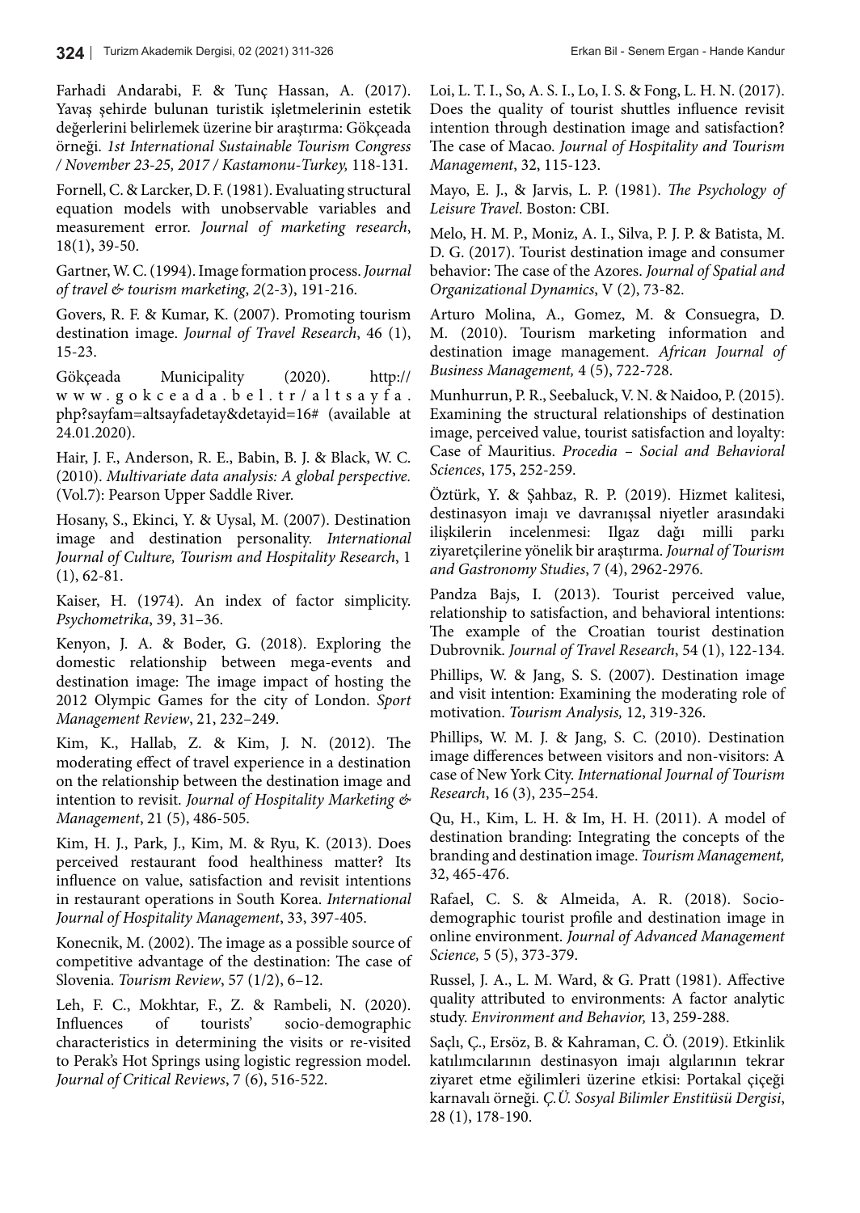Farhadi Andarabi, F. & Tunç Hassan, A. (2017). Yavaş şehirde bulunan turistik işletmelerinin estetik değerlerini belirlemek üzerine bir araştırma: Gökçeada örneği. *1st International Sustainable Tourism Congress / November 23-25, 2017 / Kastamonu-Turkey,* 118-131.

Fornell, C. & Larcker, D. F. (1981). Evaluating structural equation models with unobservable variables and measurement error. *Journal of marketing research*, 18(1), 39-50.

Gartner, W. C. (1994). Image formation process. *Journal of travel & tourism marketing*, *2*(2-3), 191-216.

Govers, R. F. & Kumar, K. (2007). Promoting tourism destination image. *Journal of Travel Research*, 46 (1), 15-23.

Gökçeada Municipality (2020). http://www.gokceada.bel.tr/altsayfa.php?sayfam=altsayfadetay&detayid=16# (available at 24.01.2020).

Hair, J. F., Anderson, R. E., Babin, B. J. & Black, W. C. (2010). *Multivariate data analysis: A global perspective.* (Vol.7): Pearson Upper Saddle River.

Hosany, S., Ekinci, Y. & Uysal, M. (2007). Destination image and destination personality. *International Journal of Culture, Tourism and Hospitality Research*, 1 (1), 62-81.

Kaiser, H. (1974). An index of factor simplicity. *Psychometrika*, 39, 31–36.

Kenyon, J. A. & Boder, G. (2018). Exploring the domestic relationship between mega-events and destination image: The image impact of hosting the 2012 Olympic Games for the city of London. *Sport Management Review*, 21, 232–249.

Kim, K., Hallab, Z. & Kim, J. N. (2012). The moderating effect of travel experience in a destination on the relationship between the destination image and intention to revisit. *Journal of Hospitality Marketing & Management*, 21 (5), 486-505.

Kim, H. J., Park, J., Kim, M. & Ryu, K. (2013). Does perceived restaurant food healthiness matter? Its influence on value, satisfaction and revisit intentions in restaurant operations in South Korea. *International Journal of Hospitality Management*, 33, 397-405.

Konecnik, M. (2002). The image as a possible source of competitive advantage of the destination: The case of Slovenia. *Tourism Review*, 57 (1/2), 6–12.

Leh, F. C., Mokhtar, F., Z. & Rambeli, N. (2020). Influences of tourists' socio-demographic characteristics in determining the visits or re-visited to Perak's Hot Springs using logistic regression model. *Journal of Critical Reviews*, 7 (6), 516-522.

Loi, L. T. I., So, A. S. I., Lo, I. S. & Fong, L. H. N. (2017). Does the quality of tourist shuttles influence revisit intention through destination image and satisfaction? The case of Macao. *Journal of Hospitality and Tourism Management*, 32, 115-123.

Mayo, E. J., & Jarvis, L. P. (1981). *The Psychology of Leisure Travel*. Boston: CBI.

Melo, H. M. P., Moniz, A. I., Silva, P. J. P. & Batista, M. D. G. (2017). Tourist destination image and consumer behavior: The case of the Azores. *Journal of Spatial and Organizational Dynamics*, V (2), 73-82.

Arturo Molina, A., Gomez, M. & Consuegra, D. M. (2010). Tourism marketing information and destination image management. *African Journal of Business Management,* 4 (5), 722-728.

Munhurrun, P. R., Seebaluck, V. N. & Naidoo, P. (2015). Examining the structural relationships of destination image, perceived value, tourist satisfaction and loyalty: Case of Mauritius. *Procedia – Social and Behavioral Sciences*, 175, 252-259.

Öztürk, Y. & Şahbaz, R. P. (2019). Hizmet kalitesi, destinasyon imajı ve davranışsal niyetler arasındaki ilişkilerin incelenmesi: Ilgaz dağı milli parkı ziyaretçilerine yönelik bir araştırma. *Journal of Tourism and Gastronomy Studies*, 7 (4), 2962-2976.

Pandza Bajs, I. (2013). Tourist perceived value, relationship to satisfaction, and behavioral intentions: The example of the Croatian tourist destination Dubrovnik. *Journal of Travel Research*, 54 (1), 122-134.

Phillips, W. & Jang, S. S. (2007). Destination image and visit intention: Examining the moderating role of motivation. *Tourism Analysis,* 12, 319-326.

Phillips, W. M. J. & Jang, S. C. (2010). Destination image differences between visitors and non-visitors: A case of New York City. *International Journal of Tourism Research*, 16 (3), 235–254.

Qu, H., Kim, L. H. & Im, H. H. (2011). A model of destination branding: Integrating the concepts of the branding and destination image. *Tourism Management,* 32, 465-476.

Rafael, C. S. & Almeida, A. R. (2018). Socio-demographic tourist profile and destination image in online environment. *Journal of Advanced Management Science,* 5 (5), 373-379.

Russel, J. A., L. M. Ward, & G. Pratt (1981). Affective quality attributed to environments: A factor analytic study. *Environment and Behavior,* 13, 259-288.

Saçlı, Ç., Ersöz, B. & Kahraman, C. Ö. (2019). Etkinlik katılımcılarının destinasyon imajı algılarının tekrar ziyaret etme eğilimleri üzerine etkisi: Portakal çiçeği karnavalı örneği. *Ç.Ü. Sosyal Bilimler Enstitüsü Dergisi*, 28 (1), 178-190.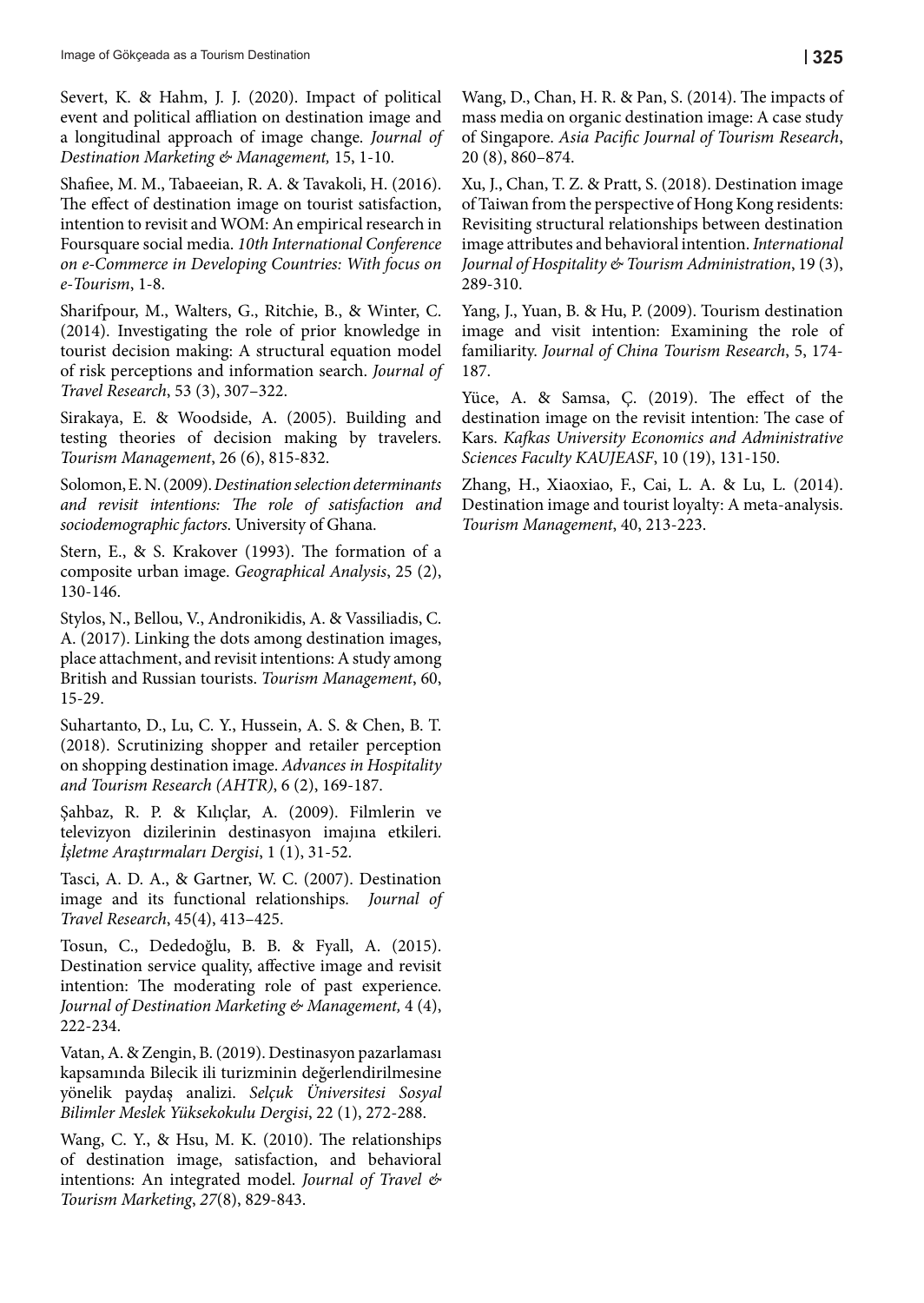Severt, K. & Hahm, J. J. (2020). Impact of political event and political affliation on destination image and a longitudinal approach of image change. *Journal of Destination Marketing & Management,* 15, 1-10.

Shafiee, M. M., Tabaeeian, R. A. & Tavakoli, H. (2016). The effect of destination image on tourist satisfaction, intention to revisit and WOM: An empirical research in Foursquare social media. *10th International Conference on e-Commerce in Developing Countries: With focus on e-Tourism*, 1-8.

Sharifpour, M., Walters, G., Ritchie, B., & Winter, C. (2014). Investigating the role of prior knowledge in tourist decision making: A structural equation model of risk perceptions and information search. *Journal of Travel Research*, 53 (3), 307–322.

Sirakaya, E. & Woodside, A. (2005). Building and testing theories of decision making by travelers. *Tourism Management*, 26 (6), 815-832.

Solomon, E. N. (2009). *Destination selection determinants and revisit intentions: The role of satisfaction and sociodemographic factors*. University of Ghana.

Stern, E., & S. Krakover (1993). The formation of a composite urban image. *Geographical Analysis*, 25 (2), 130-146.

Stylos, N., Bellou, V., Andronikidis, A. & Vassiliadis, C. A. (2017). Linking the dots among destination images, place attachment, and revisit intentions: A study among British and Russian tourists. *Tourism Management*, 60, 15-29.

Suhartanto, D., Lu, C. Y., Hussein, A. S. & Chen, B. T. (2018). Scrutinizing shopper and retailer perception on shopping destination image. *Advances in Hospitality and Tourism Research (AHTR)*, 6 (2), 169-187.

Şahbaz, R. P. & Kılıçlar, A. (2009). Filmlerin ve televizyon dizilerinin destinasyon imajına etkileri. *İşletme Araştırmaları Dergisi*, 1 (1), 31-52.

Tasci, A. D. A., & Gartner, W. C. (2007). Destination image and its functional relationships. *Journal of Travel Research*, 45(4), 413–425.

Tosun, C., Dededoğlu, B. B. & Fyall, A. (2015). Destination service quality, affective image and revisit intention: The moderating role of past experience. *Journal of Destination Marketing & Management,* 4 (4), 222-234.

Vatan, A. & Zengin, B. (2019). Destinasyon pazarlaması kapsamında Bilecik ili turizminin değerlendirilmesine yönelik paydaş analizi. *Selçuk Üniversitesi Sosyal Bilimler Meslek Yüksekokulu Dergisi*, 22 (1), 272-288.

Wang, C. Y., & Hsu, M. K. (2010). The relationships of destination image, satisfaction, and behavioral intentions: An integrated model. *Journal of Travel & Tourism Marketing*, *27*(8), 829-843.

Wang, D., Chan, H. R. & Pan, S. (2014). The impacts of mass media on organic destination image: A case study of Singapore. *Asia Pacific Journal of Tourism Research*, 20 (8), 860–874.

Xu, J., Chan, T. Z. & Pratt, S. (2018). Destination image of Taiwan from the perspective of Hong Kong residents: Revisiting structural relationships between destination image attributes and behavioral intention. *International Journal of Hospitality & Tourism Administration*, 19 (3), 289-310.

Yang, J., Yuan, B. & Hu, P. (2009). Tourism destination image and visit intention: Examining the role of familiarity. *Journal of China Tourism Research*, 5, 174-187.

Yüce, A. & Samsa, Ç. (2019). The effect of the destination image on the revisit intention: The case of Kars. *Kafkas University Economics and Administrative Sciences Faculty KAUJEASF*, 10 (19), 131-150.

Zhang, H., Xiaoxiao, F., Cai, L. A. & Lu, L. (2014). Destination image and tourist loyalty: A meta-analysis. *Tourism Management*, 40, 213-223.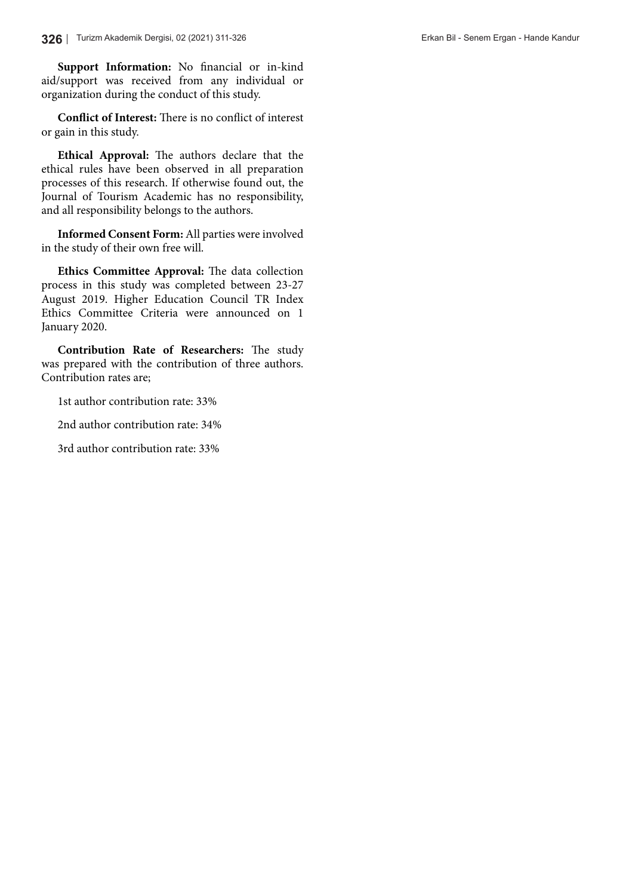**Support Information:** No financial or in-kind aid/support was received from any individual or organization during the conduct of this study.

**Conflict of Interest:** There is no conflict of interest or gain in this study.

**Ethical Approval:** The authors declare that the ethical rules have been observed in all preparation processes of this research. If otherwise found out, the Journal of Tourism Academic has no responsibility, and all responsibility belongs to the authors.

**Informed Consent Form:** All parties were involved in the study of their own free will.

**Ethics Committee Approval:** The data collection process in this study was completed between 23-27 August 2019. Higher Education Council TR Index Ethics Committee Criteria were announced on 1 January 2020.

**Contribution Rate of Researchers:** The study was prepared with the contribution of three authors. Contribution rates are;

1st author contribution rate: 33%

2nd author contribution rate: 34%

3rd author contribution rate: 33%